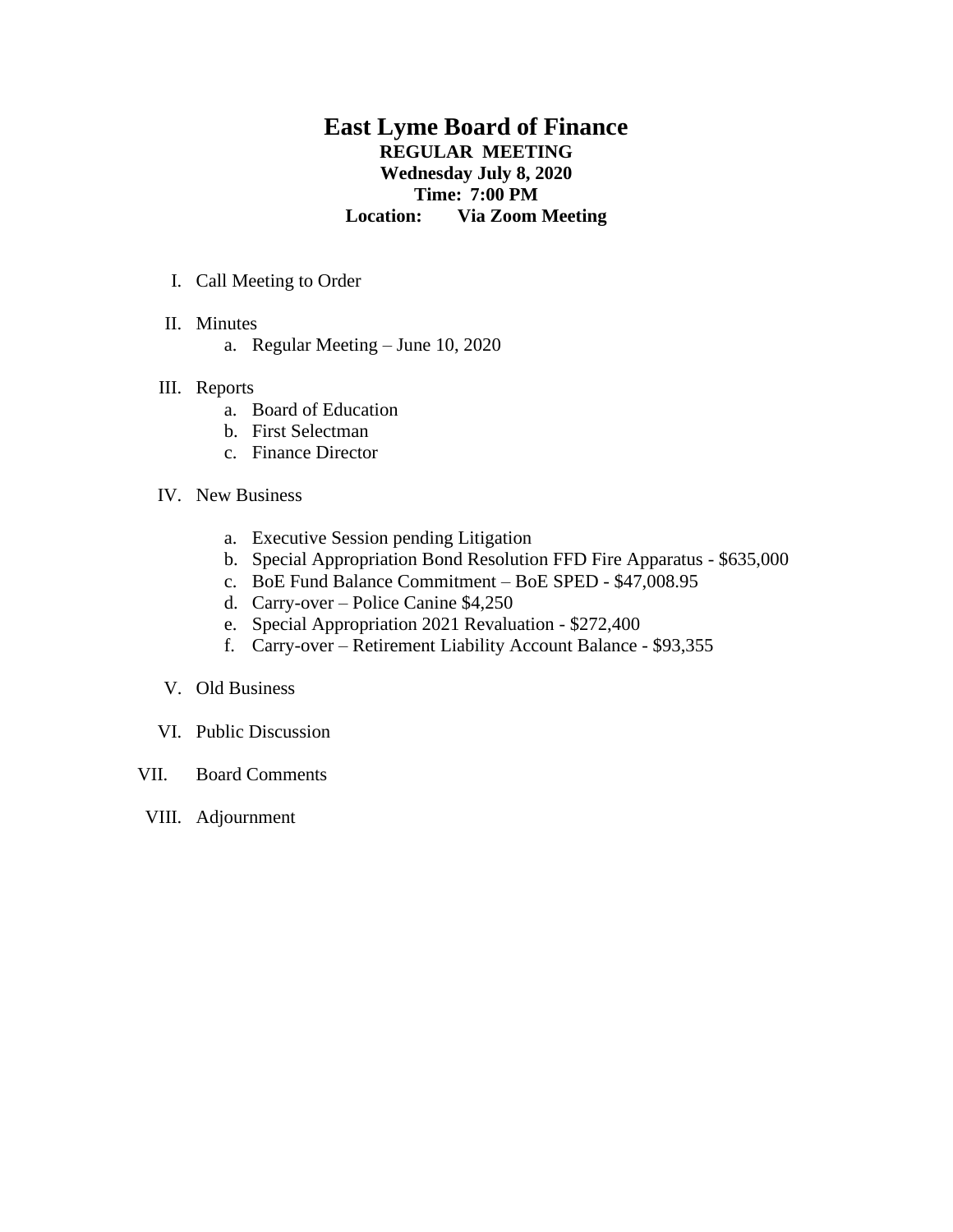# East Lyme Board of Finance

**REGULAR MEETING**
**Wednesday July 8, 2020**
**Time: 7:00 PM**
**Location: Via Zoom Meeting**

I. Call Meeting to Order

II. Minutes
   a. Regular Meeting – June 10, 2020

III. Reports
   a. Board of Education
   b. First Selectman
   c. Finance Director

IV. New Business
   a. Executive Session pending Litigation
   b. Special Appropriation Bond Resolution FFD Fire Apparatus - $635,000
   c. BoE Fund Balance Commitment – BoE SPED - $47,008.95
   d. Carry-over – Police Canine $4,250
   e. Special Appropriation 2021 Revaluation - $272,400
   f. Carry-over – Retirement Liability Account Balance - $93,355

V. Old Business

VI. Public Discussion

VII. Board Comments

VIII. Adjournment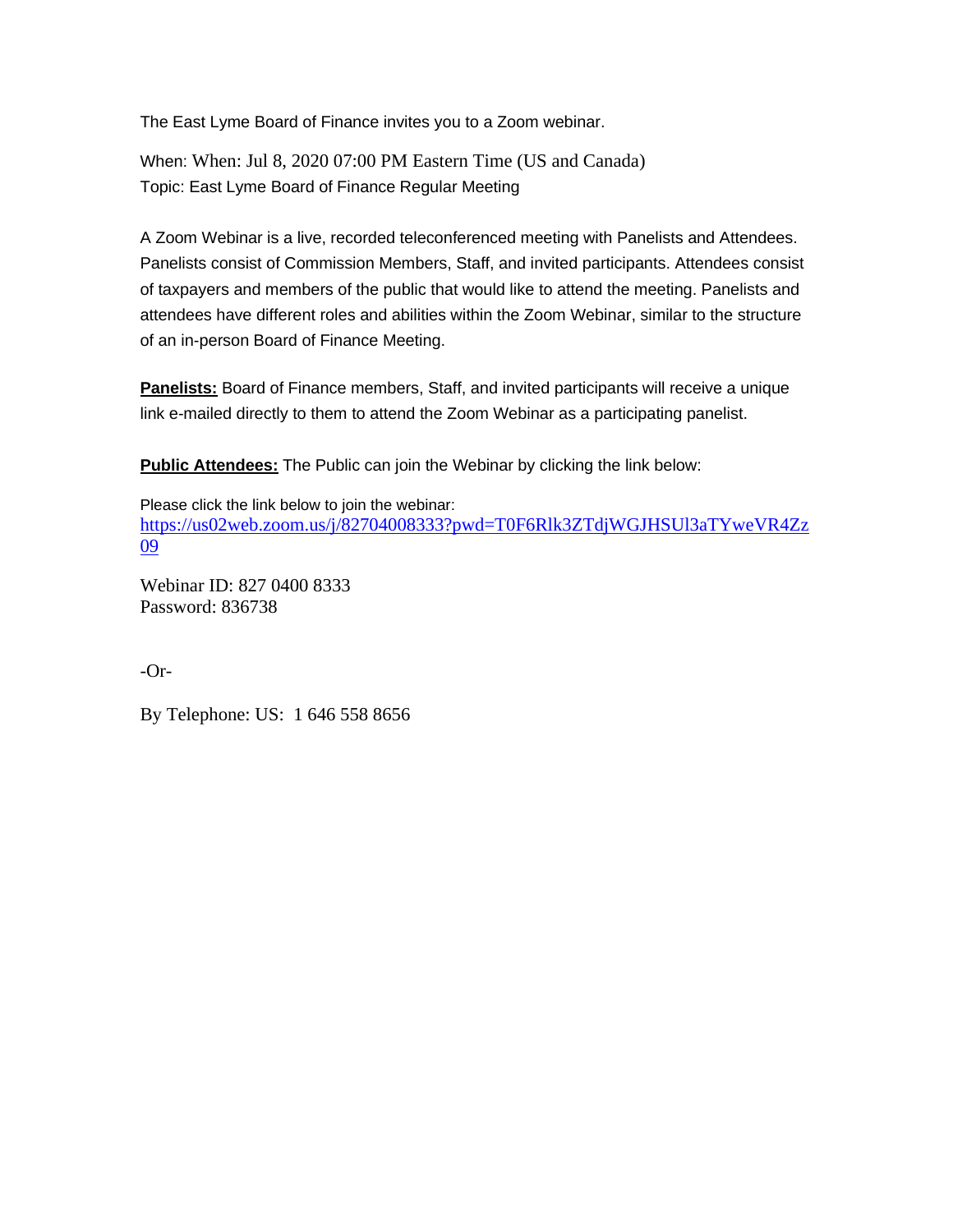The East Lyme Board of Finance invites you to a Zoom webinar.

When: When: Jul 8, 2020 07:00 PM Eastern Time (US and Canada)
Topic: East Lyme Board of Finance Regular Meeting

A Zoom Webinar is a live, recorded teleconferenced meeting with Panelists and Attendees. Panelists consist of Commission Members, Staff, and invited participants. Attendees consist of taxpayers and members of the public that would like to attend the meeting. Panelists and attendees have different roles and abilities within the Zoom Webinar, similar to the structure of an in-person Board of Finance Meeting.

**Panelists:** Board of Finance members, Staff, and invited participants will receive a unique link e-mailed directly to them to attend the Zoom Webinar as a participating panelist.

**Public Attendees:** The Public can join the Webinar by clicking the link below:

Please click the link below to join the webinar:
https://us02web.zoom.us/j/82704008333?pwd=T0F6Rlk3ZTdjWGJHSUl3aTYweVR4Zz09

Webinar ID: 827 0400 8333
Password: 836738

-Or-

By Telephone: US: 1 646 558 8656